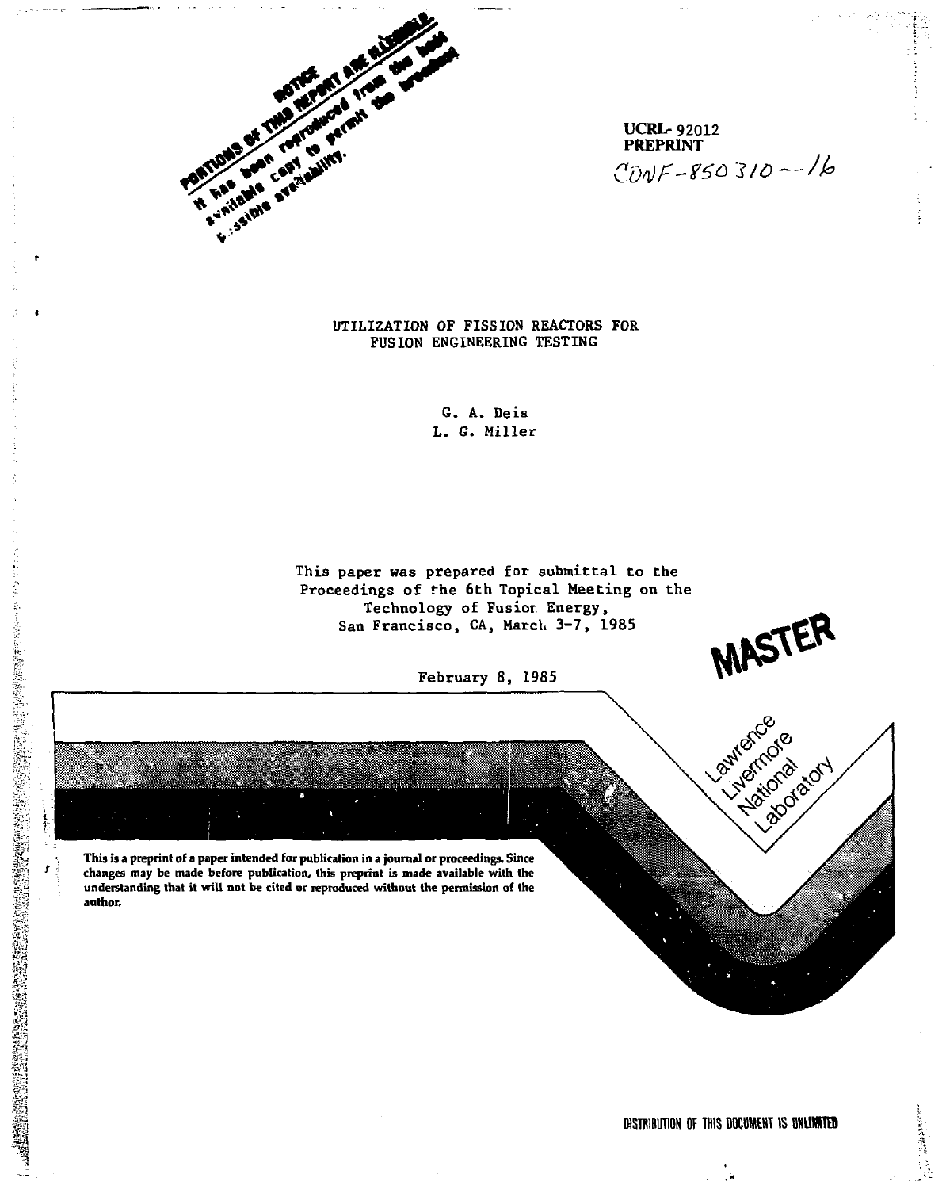NOTICE

PORTIONS OF THIS REPORT ARE ILLEGIBLE. It has been reproduced from the best available copy to permit the broadest possible availability.

**UCRL- 92012**
**PREPRINT**
CONF-850310--16

# UTILIZATION OF FISSION REACTORS FOR FUSION ENGINEERING TESTING

G. A. Deis
L. G. Miller

This paper was prepared for submittal to the Proceedings of the 6th Topical Meeting on the Technology of Fusion Energy, San Francisco, CA, March 3-7, 1985

February 8, 1985

MASTER

Lawrence Livermore National Laboratory

**This is a preprint of a paper intended for publication in a journal or proceedings. Since changes may be made before publication, this preprint is made available with the understanding that it will not be cited or reproduced without the permission of the author.**

DISTRIBUTION OF THIS DOCUMENT IS UNLIMITED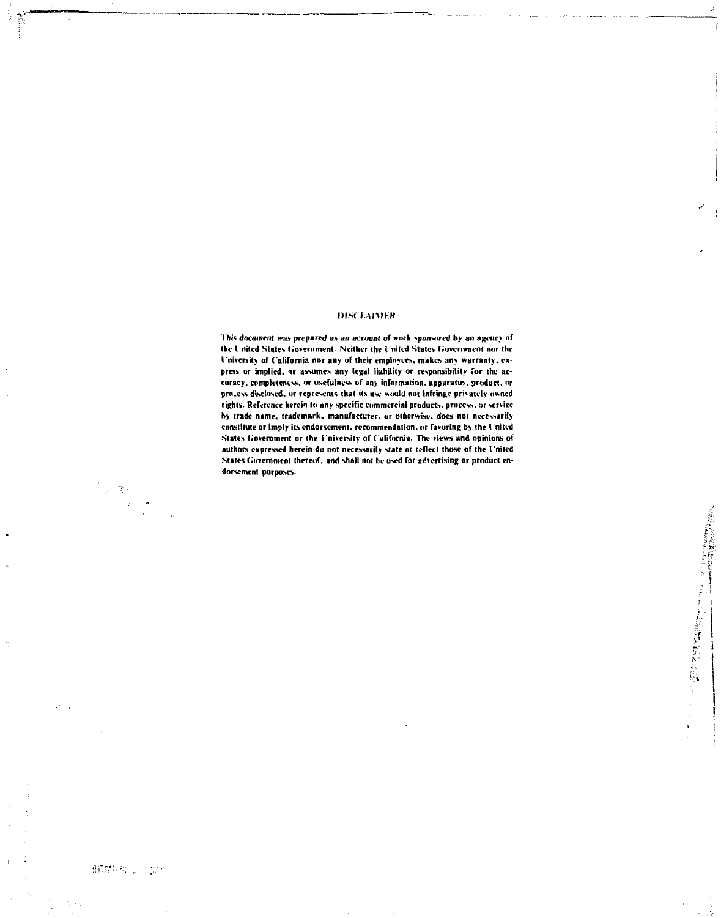**DISCLAIMER**

*This document was prepared as an account of work sponsored by an agency of the United States Government. Neither the United States Government nor the University of California nor any of their employees, makes any warranty, express or implied, or assumes any legal liability or responsibility for the accuracy, completeness, or usefulness of any information, apparatus, product, or process disclosed, or represents that its use would not infringe privately owned rights. Reference herein to any specific commercial products, process, or service by trade name, trademark, manufacturer, or otherwise, does not necessarily constitute or imply its endorsement, recommendation, or favoring by the United States Government or the University of California. The views and opinions of authors expressed herein do not necessarily state or reflect those of the United States Government thereof, and shall not be used for advertising or product endorsement purposes.*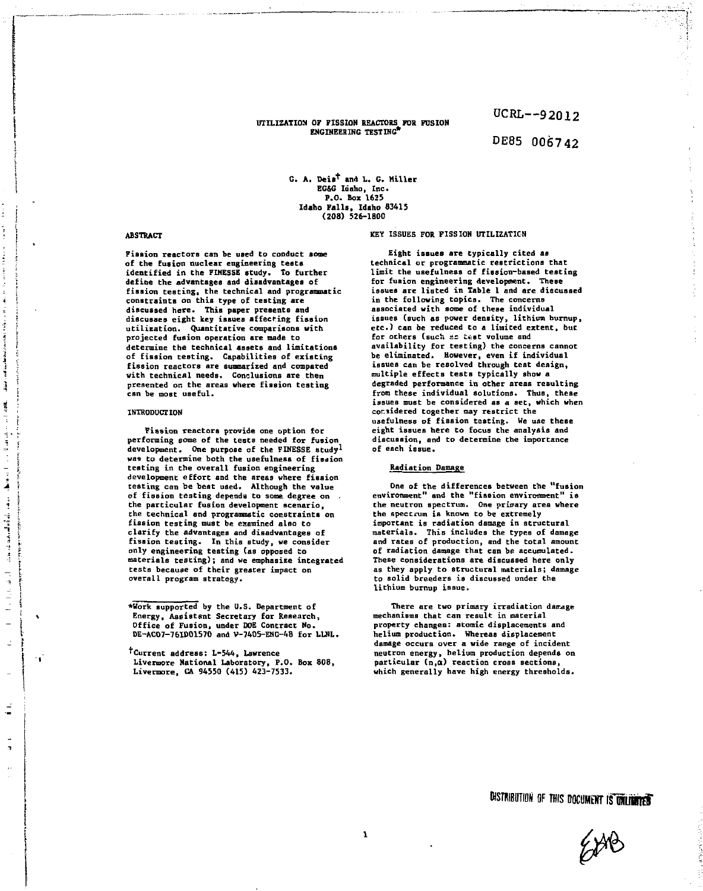UCRL--92012

DE85 006742

# UTILIZATION OF FISSION REACTORS FOR FUSION ENGINEERING TESTING*

G. A. Deis† and L. G. Miller
EG&G Idaho, Inc.
P.O. Box 1625
Idaho Falls, Idaho 83415
(208) 526-1800

## ABSTRACT

Fission reactors can be used to conduct some of the fusion nuclear engineering tests identified in the FINESSE study. To further define the advantages and disadvantages of fission testing, the technical and programmatic constraints on this type of testing are discussed here. This paper presents and discusses eight key issues affecting fission utilization. Quantitative comparisons with projected fusion operation are made to determine the technical assets and limitations of fission testing. Capabilities of existing fission reactors are summarized and compared with technical needs. Conclusions are then presented on the areas where fission testing can be most useful.

## INTRODUCTION

Fission reactors provide one option for performing some of the tests needed for fusion development. One purpose of the FINESSE study[1] was to determine both the usefulness of fission testing in the overall fusion engineering development effort and the areas where fission testing can be best used. Although the value of fission testing depends to some degree on the particular fusion development scenario, the technical and programmatic constraints on fission testing must be examined also to clarify the advantages and disadvantages of fission testing. In this study, we consider only engineering testing (as opposed to materials testing); and we emphasize integrated tests because of their greater impact on overall program strategy.

*Work supported by the U.S. Department of Energy, Assistant Secretary for Research, Office of Fusion, under DOE Contract No. DE-AC07-76ID01570 and W-7405-ENG-48 for LLNL.

†Current address: L-544, Lawrence Livermore National Laboratory, P.O. Box 808, Livermore, CA 94550 (415) 423-7533.

## KEY ISSUES FOR FISSION UTILIZATION

Eight issues are typically cited as technical or programmatic restrictions that limit the usefulness of fission-based testing for fusion engineering development. These issues are listed in Table 1 and are discussed in the following topics. The concerns associated with some of these individual issues (such as power density, lithium burnup, etc.) can be reduced to a limited extent, but for others (such as test volume and availability for testing) the concerns cannot be eliminated. However, even if individual issues can be resolved through test design, multiple effects tests typically show a degraded performance in other areas resulting from these individual solutions. Thus, these issues must be considered as a set, which when considered together may restrict the usefulness of fission testing. We use these eight issues here to focus the analysis and discussion, and to determine the importance of each issue.

### Radiation Damage

One of the differences between the "fusion environment" and the "fission environment" is the neutron spectrum. One primary area where the spectrum is known to be extremely important is radiation damage in structural materials. This includes the types of damage and rates of production, and the total amount of radiation damage that can be accumulated. These considerations are discussed here only as they apply to structural materials; damage to solid breeders is discussed under the lithium burnup issue.

There are two primary irradiation damage mechanisms that can result in material property changes: atomic displacements and helium production. Whereas displacement damage occurs over a wide range of incident neutron energy, helium production depends on particular $(n,\alpha)$ reaction cross sections, which generally have high energy thresholds.

DISTRIBUTION OF THIS DOCUMENT IS UNLIMITED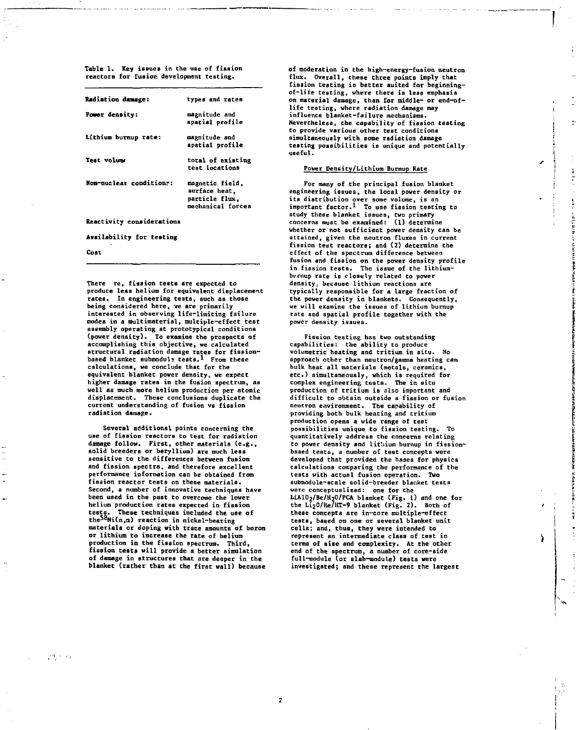Table 1. Key issues in the use of fission reactors for fusion development testing.

| | |
|---|---|
| Radiation damage: | types and rates |
| Power density: | magnitude and spatial profile |
| Lithium burnup rate: | magnitude and spatial profile |
| Test volume | total of existing test locations |
| Non-nuclear conditions: | magnetic field, surface heat, particle flux, mechanical forces |
| Reactivity considerations | |
| Availability for testing | |
| Cost | |

There re, fission tests are expected to produce less helium for equivalent displacement rates. In engineering tests, such as those being considered here, we are primarily interested in observing life-limiting failure modes in a multimaterial, multiple-effect test assembly operating at prototypical conditions (power density). To examine the prospects of accomplishing this objective, we calculated structural radiation damage rates for fission-based blanket submodule tests.[1] From these calculations, we conclude that for the equivalent blanket power density, we expect higher damage rates in the fusion spectrum, as well as much more helium production per atomic displacement. These conclusions duplicate the current understanding of fusion vs fission radiation damage.

Several additional points concerning the use of fission reactors to test for radiation damage follow. First, other materials (e.g., solid breeders or beryllium) are much less sensitive to the differences between fusion and fission spectra, and therefore excellent performance information can be obtained from fission reactor tests on these materials. Second, a number of innovative techniques have been used in the past to overcome the lower helium production rates expected in fission tests. These techniques included the use of the $^{58}Ni(n,\alpha)$ reaction in nickel-bearing materials or doping with trace amounts of boron or lithium to increase the rate of helium production in the fission spectrum. Third, fission tests will provide a better simulation of damage in structures that are deeper in the blanket (rather than at the first wall) because of moderation in the high-energy-fusion neutron flux. Overall, these three points imply that fission testing is better suited for beginning-of-life testing, where there is less emphasis on material damage, than for middle- or end-of-life testing, where radiation damage may influence blanket-failure mechanisms. Nevertheless, the capability of fission testing to provide various other test conditions simultaneously with some radiation damage testing possibilities is unique and potentially useful.

## Power Density/Lithium Burnup Rate

For many of the principal fusion blanket engineering issues, the local power density or its distribution over some volume, is an important factor.[1] To use fission testing to study these blanket issues, two primary concerns must be examined: (1) determine whether or not sufficient power density can be attained, given the neutron fluxes in current fission test reactors; and (2) determine the effect of the spectrum difference between fusion and fission on the power density profile in fission tests. The issue of the lithium-burnup rate is closely related to power density, because lithium reactions are typically responsible for a large fraction of the power density in blankets. Consequently, we will examine the issues of lithium burnup rate and spatial profile together with the power density issues.

Fission testing has two outstanding capabilities: the ability to produce volumetric heating and tritium in situ. No approach other than neutron/gamma heating can bulk heat all materials (metals, ceramics, etc.) simultaneously, which is required for complex engineering tests. The in situ production of tritium is also important and difficult to obtain outside a fission or fusion neutron environment. The capability of providing both bulk heating and tritium production opens a wide range of test possibilities unique to fission testing. To quantitatively address the concerns relating to power density and lithium burnup in fission-based tests, a number of test concepts were developed that provided the bases for physics calculations comparing the performance of the tests with actual fusion operation. Two submodule-scale solid-breeder blanket tests were conceptualized: one for the $LiAlO_2$/Be/$H_2O$/PCA blanket (Fig. 1) and one for the $Li_2O$/He/HT-9 blanket (Fig. 2). Both of these concepts are in-core multiple-effect tests, based on one or several blanket unit cells; and, thus, they were intended to represent an intermediate class of test in terms of size and complexity. At the other end of the spectrum, a number of core-side full-module (or slab-module) tests were investigated; and these represent the largest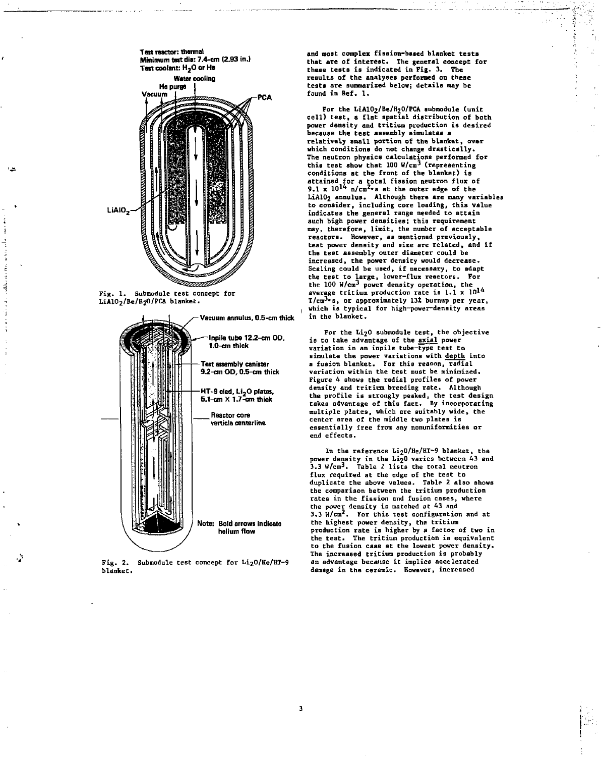Test reactor: thermal
Minimum test dia: 7.4-cm (2.93 in.)
Test coolant: $H_2O$ or He

Water cooling
He purge
Vacuum
PCA
$LiAlO_2$

Fig. 1. Submodule test concept for $LiAlO_2$/Be/$H_2O$/PCA blanket.

Vacuum annulus, 0.5-cm thick
Inpile tube 12.2-cm OD, 1.0-cm thick
Test assembly canister 9.2-cm OD, 0.5-cm thick
HT-9 clad, $Li_2O$ plates, 5.1-cm X 1.7-cm thick
Reactor core verticle centerline
Note: Bold arrows indicate helium flow

Fig. 2. Submodule test concept for $Li_2O$/He/HT-9 blanket.

and most complex fission-based blanket tests that are of interest. The general concept for these tests is indicated in Fig. 3. The results of the analyses performed on these tests are summarized below; details may be found in Ref. 1.

For the $LiAlO_2$/Be/$H_2O$/PCA submodule (unit cell) test, a flat spatial distribution of both power density and tritium production is desired because the test assembly simulates a relatively small portion of the blanket, over which conditions do not change drastically. The neutron physics calculations performed for this test show that 100 $W/cm^3$ (representing conditions at the front of the blanket) is attained for a total fission neutron flux of $9.1 \times 10^{14}$ $n/cm^2 \cdot s$ at the outer edge of the $LiAlO_2$ annulus. Although there are many variables to consider, including core loading, this value indicates the general range needed to attain such high power densities; this requirement may, therefore, limit, the number of acceptable reactors. However, as mentioned previously, test power density and size are related, and if the test assembly outer diameter could be increased, the power density would decrease. Scaling could be used, if necessary, to adapt the test to large, lower-flux reactors. For the 100 $W/cm^3$ power density operation, the average tritium production rate is $1.1 \times 10^{14}$ $T/cm^3 \cdot s$, or approximately 13% burnup per year, which is typical for high-power-density areas in the blanket.

For the $Li_2O$ submodule test, the objective is to take advantage of the <u>axial</u> power variation in an inpile tube-type test to simulate the power variations with <u>depth</u> into a fusion blanket. For this reason, <u>radial</u> variation within the test must be minimized. Figure 4 shows the radial profiles of power density and tritium breeding rate. Although the profile is strongly peaked, the test design takes advantage of this fact. By incorporating multiple plates, which are suitably wide, the center area of the middle two plates is essentially free from any nonuniformities or end effects.

In the reference $Li_2O$/He/HT-9 blanket, the power density in the $Li_2O$ varies between 43 and 3.3 $W/cm^3$. Table 2 lists the total neutron flux required at the edge of the test to duplicate the above values. Table 2 also shows the comparison between the tritium production rates in the fission and fusion cases, where the power density is matched at 43 and 3.3 $W/cm^2$. For this test configuration and at the highest power density, the tritium production rate is higher by a factor of two in the test. The tritium production is equivalent to the fusion case at the lowest power density. The increased tritium production is probably an advantage because it implies accelerated damage in the ceramic. However, increased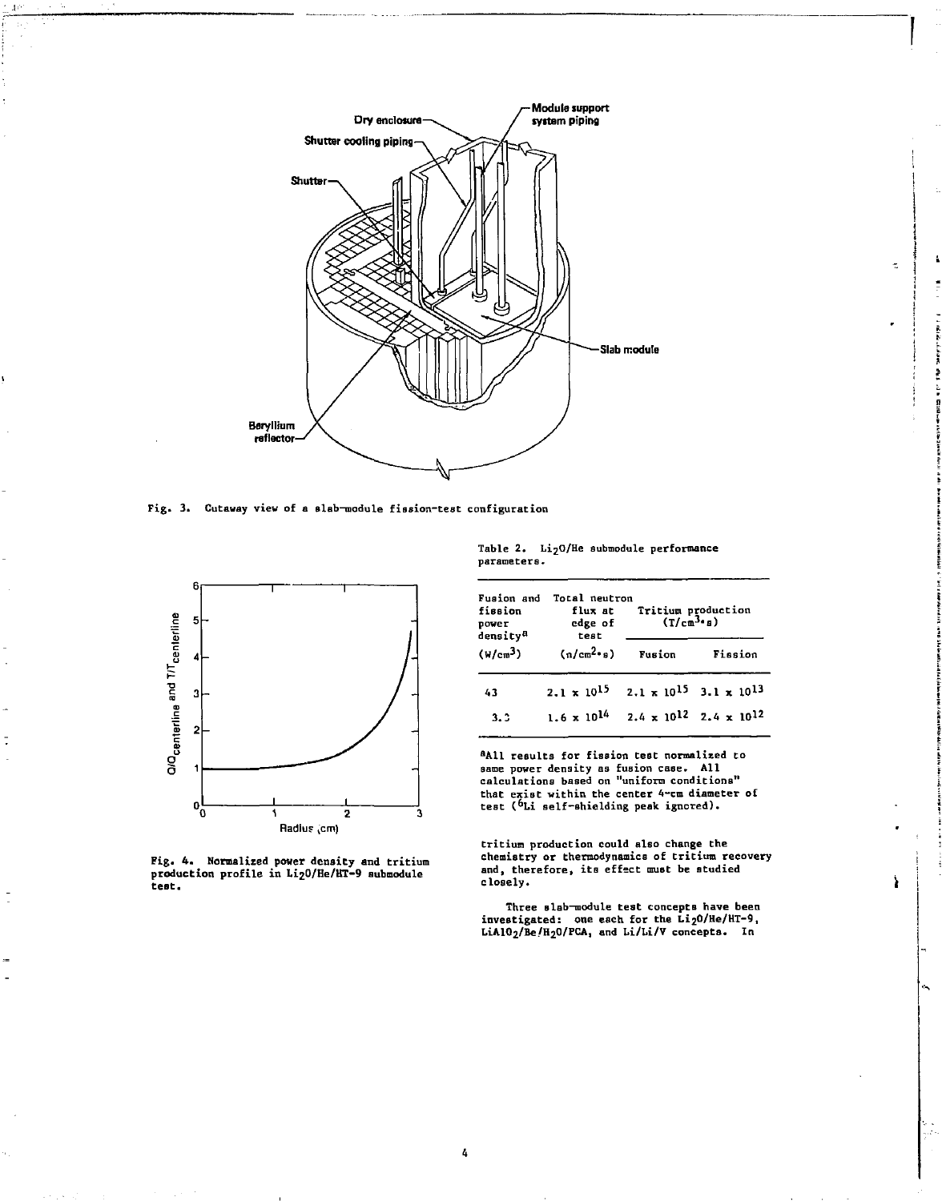Fig. 3. Cutaway view of a slab-module fission-test configuration

Fig. 4. Normalized power density and tritium production profile in $Li_2O$/He/HT-9 submodule test.

Table 2. $Li_2O$/He submodule performance parameters.

| Fusion and fission power density[a] ($W/cm^3$) | Total neutron flux at edge of test ($n/cm^2 \cdot s$) | Tritium production ($T/cm^3 \cdot s$) | |
|---|---|---|---|
| | | Fusion | Fission |
| 43 | $2.1 \times 10^{15}$ | $2.1 \times 10^{15}$ | $3.1 \times 10^{13}$ |
| 3.3 | $1.6 \times 10^{14}$ | $2.4 \times 10^{12}$ | $2.4 \times 10^{12}$ |

[a]All results for fission test normalized to same power density as fusion case. All calculations based on "uniform conditions" that exist within the center 4-cm diameter of test ($^6Li$ self-shielding peak ignored).

tritium production could also change the chemistry or thermodynamics of tritium recovery and, therefore, its effect must be studied closely.

Three slab-module test concepts have been investigated: one each for the $Li_2O$/He/HT-9, $LiAlO_2$/Be/$H_2O$/PCA, and Li/Li/V concepts. In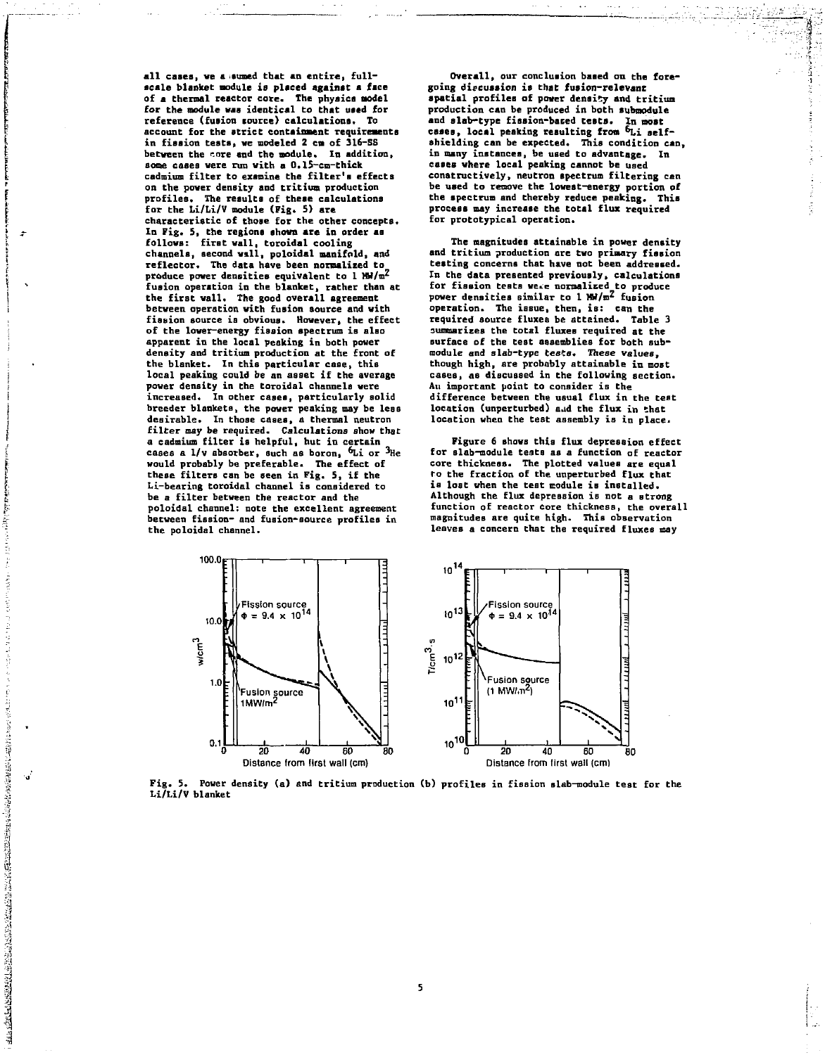all cases, we assumed that an entire, full-scale blanket module is placed against a face of a thermal reactor core. The physics model for the module was identical to that used for reference (fusion source) calculations. To account for the strict containment requirements in fission tests, we modeled 2 cm of 316-SS between the core and the module. In addition, some cases were run with a 0.15-cm-thick cadmium filter to examine the filter's effects on the power density and tritium production profiles. The results of these calculations for the Li/Li/V module (Fig. 5) are characteristic of those for the other concepts. In Fig. 5, the regions shown are in order as follows: first wall, toroidal cooling channels, second wall, poloidal manifold, and reflector. The data have been normalized to produce power densities equivalent to 1 $MW/m^2$ fusion operation in the blanket, rather than at the first wall. The good overall agreement between operation with fusion source and with fission source is obvious. However, the effect of the lower-energy fission spectrum is also apparent in the local peaking in both power density and tritium production at the front of the blanket. In this particular case, this local peaking could be an asset if the average power density in the toroidal channels were increased. In other cases, particularly solid breeder blankets, the power peaking may be less desirable. In those cases, a thermal neutron filter may be required. Calculations show that a cadmium filter is helpful, but in certain cases a 1/v absorber, such as boron, $^6Li$ or $^3He$ would probably be preferable. The effect of these filters can be seen in Fig. 5, if the Li-bearing toroidal channel is considered to be a filter between the reactor and the poloidal channel: note the excellent agreement between fission- and fusion-source profiles in the poloidal channel.

Overall, our conclusion based on the foregoing discussion is that fusion-relevant spatial profiles of power density and tritium production can be produced in both submodule and slab-type fission-based tests. In most cases, local peaking resulting from $^6Li$ self-shielding can be expected. This condition can, in many instances, be used to advantage. In cases where local peaking cannot be used constructively, neutron spectrum filtering can be used to remove the lowest-energy portion of the spectrum and thereby reduce peaking. This process may increase the total flux required for prototypical operation.

The magnitudes attainable in power density and tritium production are two primary fission testing concerns that have not been addressed. In the data presented previously, calculations for fission tests were normalized to produce power densities similar to 1 $MW/m^2$ fusion operation. The issue, then, is: can the required source fluxes be attained. Table 3 summarizes the total fluxes required at the surface of the test assemblies for both submodule and slab-type tests. These values, though high, are probably attainable in most cases, as discussed in the following section. An important point to consider is the difference between the usual flux in the test location (unperturbed) and the flux in that location when the test assembly is in place.

Figure 6 shows this flux depression effect for slab-module tests as a function of reactor core thickness. The plotted values are equal to the fraction of the unperturbed flux that is lost when the test module is installed. Although the flux depression is not a strong function of reactor core thickness, the overall magnitudes are quite high. This observation leaves a concern that the required fluxes may

Fig. 5. Power density (a) and tritium production (b) profiles in fission slab-module test for the Li/Li/V blanket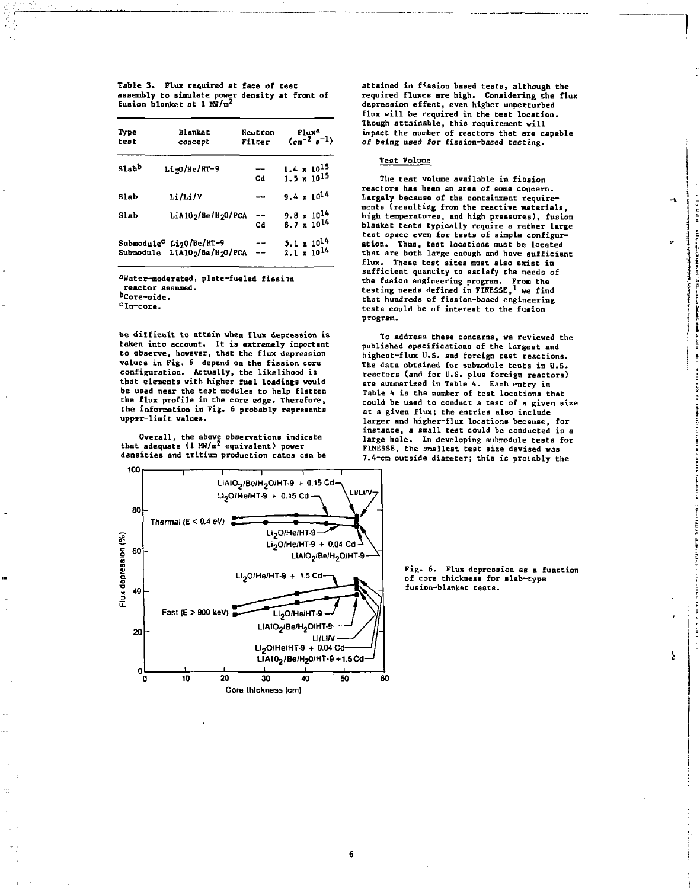Table 3. Flux required at face of test assembly to simulate power density at front of fusion blanket at 1 $MW/m^2$

| Type test | Blanket concept | Neutron Filter | Flux[a] ($cm^{-2}\ s^{-1}$) |
|---|---|---|---|
| Slab[b] | $Li_2O$/He/HT-9 | -- | $1.4 \times 10^{15}$ |
| | | Cd | $1.5 \times 10^{15}$ |
| Slab | Li/Li/V | — | $9.4 \times 10^{14}$ |
| Slab | $LiAlO_2$/Be/$H_2O$/PCA | -- | $9.8 \times 10^{14}$ |
| | | Cd | $8.7 \times 10^{14}$ |
| Submodule[c] | $Li_2O$/Be/HT-9 | -- | $5.1 \times 10^{14}$ |
| Submodule | $LiAlO_2$/Be/$H_2O$/PCA | -- | $2.1 \times 10^{14}$ |

[a]Water-moderated, plate-fueled fission reactor assumed.
[b]Core-side.
[c]In-core.

be difficult to attain when flux depression is taken into account. It is extremely important to observe, however, that the flux depression values in Fig. 6 depend on the fission core configuration. Actually, the likelihood is that elements with higher fuel loadings would be used near the test modules to help flatten the flux profile in the core edge. Therefore, the information in Fig. 6 probably represents upper-limit values.

Overall, the above observations indicate that adequate (1 $MW/m^2$ equivalent) power densities and tritium production rates can be attained in fission based tests, although the required fluxes are high. Considering the flux depression effect, even higher unperturbed flux will be required in the test location. Though attainable, this requirement will impact the number of reactors that are capable of being used for fission-based testing.

Fig. 6. Flux depression as a function of core thickness for slab-type fusion-blanket tests.

### Test Volume

The test volume available in fission reactors has been an area of some concern. Largely because of the containment requirements (resulting from the reactive materials, high temperatures, and high pressures), fusion blanket tests typically require a rather large test space even for tests of simple configuration. Thus, test locations must be located that are both large enough and have sufficient flux. These test sites must also exist in sufficient quantity to satisfy the needs of the fusion engineering program. From the testing needs defined in FINESSE,[1] we find that hundreds of fission-based engineering tests could be of interest to the fusion program.

To address these concerns, we reviewed the published specifications of the largest and highest-flux U.S. and foreign test reactors. The data obtained for submodule tests in U.S. reactors (and for U.S. plus foreign reactors) are summarized in Table 4. Each entry in Table 4 is the number of test locations that could be used to conduct a test of a given size at a given flux; the entries also include larger and higher-flux locations because, for instance, a small test could be conducted in a large hole. In developing submodule tests for FINESSE, the smallest test size devised was 7.4-cm outside diameter; this is probably the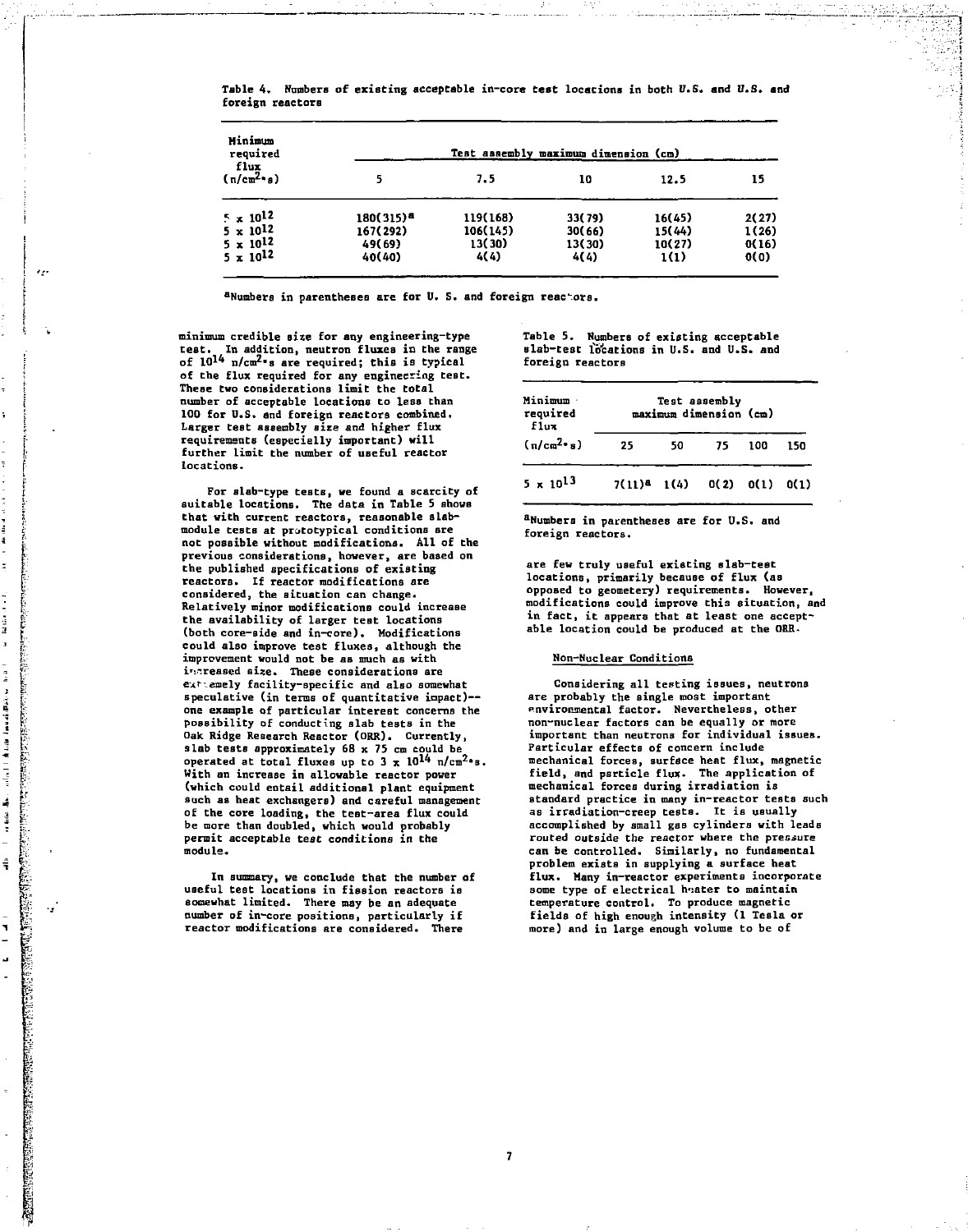Table 4. Numbers of existing acceptable in-core test locations in both U.S. and U.S. and foreign reactors

| Minimum required flux $(n/cm^2 \cdot s)$ | Test assembly maximum dimension (cm) | | | | |
|---|---|---|---|---|---|
| | 5 | 7.5 | 10 | 12.5 | 15 |
| $5 \times 10^{12}$ | 180(315)[a] | 119(168) | 33(79) | 16(45) | 2(27) |
| $5 \times 10^{12}$ | 167(292) | 106(145) | 30(66) | 15(44) | 1(26) |
| $5 \times 10^{12}$ | 49(69) | 13(30) | 13(30) | 10(27) | 0(16) |
| $5 \times 10^{12}$ | 40(40) | 4(4) | 4(4) | 1(1) | 0(0) |

[a]Numbers in parentheses are for U. S. and foreign reactors.

minimum credible size for any engineering-type test. In addition, neutron fluxes in the range of $10^{14}$ $n/cm^2 \cdot s$ are required; this is typical of the flux required for any engineering test. These two considerations limit the total number of acceptable locations to less than 100 for U.S. and foreign reactors combined. Larger test assembly size and higher flux requirements (especially important) will further limit the number of useful reactor locations.

For slab-type tests, we found a scarcity of suitable locations. The data in Table 5 shows that with current reactors, reasonable slab-module tests at prototypical conditions are not possible without modifications. All of the previous considerations, however, are based on the published specifications of existing reactors. If reactor modifications are considered, the situation can change. Relatively minor modifications could increase the availability of larger test locations (both core-side and in-core). Modifications could also improve test fluxes, although the improvement would not be as much as with increased size. These considerations are extremely facility-specific and also somewhat speculative (in terms of quantitative impact)--one example of particular interest concerns the possibility of conducting slab tests in the Oak Ridge Research Reactor (ORR). Currently, slab tests approximately 68 x 75 cm could be operated at total fluxes up to $3 \times 10^{14}$ $n/cm^2 \cdot s$. With an increase in allowable reactor power (which could entail additional plant equipment such as heat exchangers) and careful management of the core loading, the test-area flux could be more than doubled, which would probably permit acceptable test conditions in the module.

In summary, we conclude that the number of useful test locations in fission reactors is somewhat limited. There may be an adequate number of in-core positions, particularly if reactor modifications are considered. There are few truly useful existing slab-test locations, primarily because of flux (as opposed to geometery) requirements. However, modifications could improve this situation, and in fact, it appears that at least one acceptable location could be produced at the ORR.

Table 5. Numbers of existing acceptable slab-test locations in U.S. and U.S. and foreign reactors

| Minimum required flux $(n/cm^2 \cdot s)$ | Test assembly maximum dimension (cm) | | | | |
|---|---|---|---|---|---|
| | 25 | 50 | 75 | 100 | 150 |
| $5 \times 10^{13}$ | 7(11)[a] | 1(4) | 0(2) | 0(1) | 0(1) |

[a]Numbers in parentheses are for U.S. and foreign reactors.

### Non-Nuclear Conditions

Considering all testing issues, neutrons are probably the single most important environmental factor. Nevertheless, other non-nuclear factors can be equally or more important than neutrons for individual issues. Particular effects of concern include mechanical forces, surface heat flux, magnetic field, and particle flux. The application of mechanical forces during irradiation is standard practice in many in-reactor tests such as irradiation-creep tests. It is usually accomplished by small gas cylinders with leads routed outside the reactor where the pressure can be controlled. Similarly, no fundamental problem exists in supplying a surface heat flux. Many in-reactor experiments incorporate some type of electrical heater to maintain temperature control. To produce magnetic fields of high enough intensity (1 Tesla or more) and in large enough volume to be of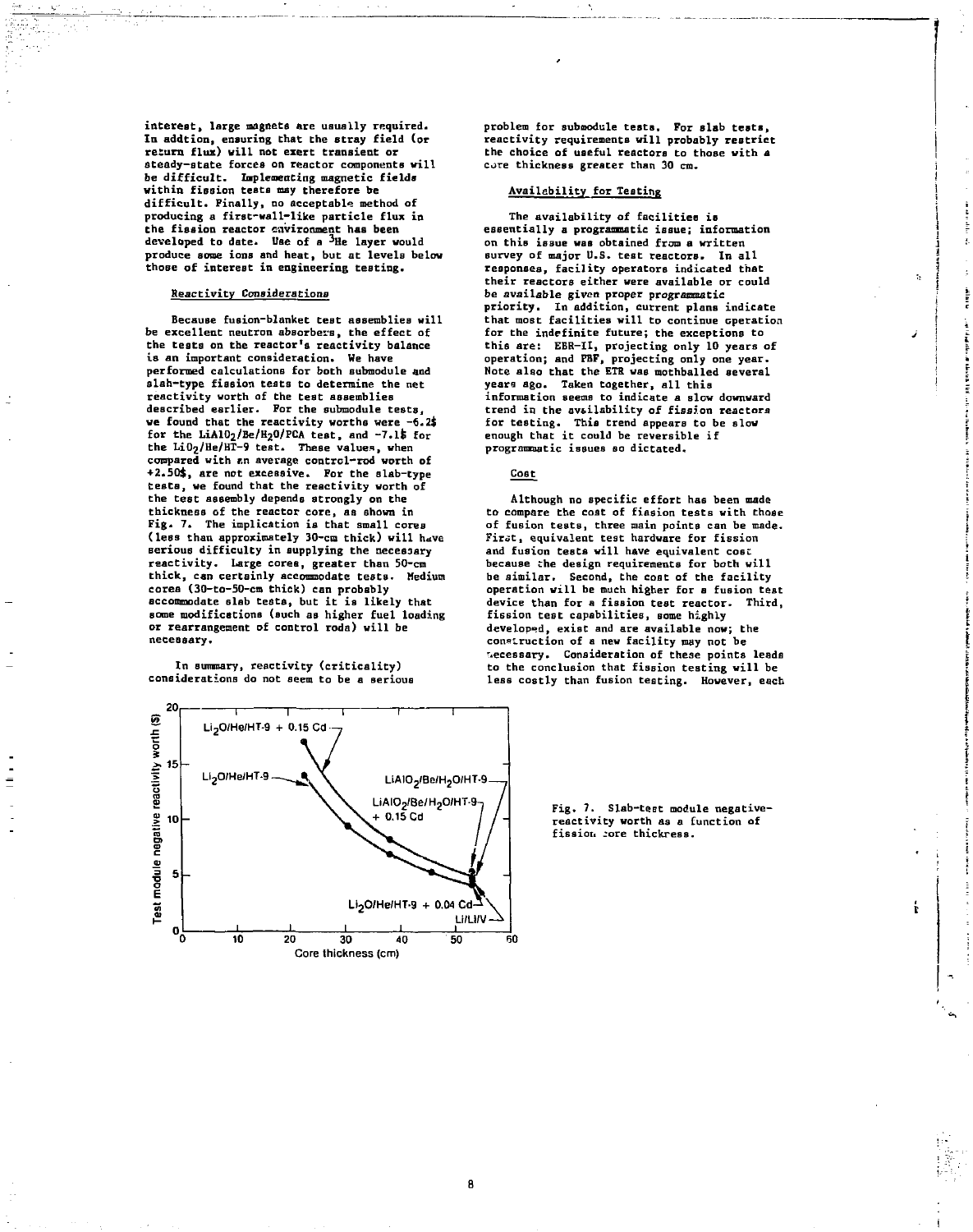interest, large magnets are usually required. In addtion, ensuring that the stray field (or return flux) will not exert transient or steady-state forces on reactor components will be difficult. Implementing magnetic fields within fission tests may therefore be difficult. Finally, no acceptable method of producing a first-wall-like particle flux in the fission reactor environment has been developed to date. Use of a $^3He$ layer would produce some ions and heat, but at levels below those of interest in engineering testing.

### Reactivity Considerations

Because fusion-blanket test assemblies will be excellent neutron absorbers, the effect of the tests on the reactor's reactivity balance is an important consideration. We have performed calculations for both submodule and slab-type fission tests to determine the net reactivity worth of the test assemblies described earlier. For the submodule tests, we found that the reactivity worths were -6.2$ for the $LiAlO_2$/Be/$H_2O$/PCA test, and -7.1$ for the $LiO_2$/He/HT-9 test. These values, when compared with an average control-rod worth of +2.50$, are not excessive. For the slab-type tests, we found that the reactivity worth of the test assembly depends strongly on the thickness of the reactor core, as shown in Fig. 7. The implication is that small cores (less than approximately 30-cm thick) will have serious difficulty in supplying the necessary reactivity. Large cores, greater than 50-cm thick, can certainly accommodate tests. Medium cores (30-to-50-cm thick) can probably accommodate slab tests, but it is likely that some modifications (such as higher fuel loading or rearrangement of control rods) will be necessary.

In summary, reactivity (criticality) considerations do not seem to be a serious problem for submodule tests. For slab tests, reactivity requirements will probably restrict the choice of useful reactors to those with a core thickness greater than 30 cm.

### Availability for Testing

The availability of facilities is essentially a programmatic issue; information on this issue was obtained from a written survey of major U.S. test reactors. In all responses, facility operators indicated that their reactors either were available or could be available given proper programmatic priority. In addition, current plans indicate that most facilities will to continue operation for the indefinite future; the exceptions to this are: EBR-II, projecting only 10 years of operation; and FBF, projecting only one year. Note also that the ETR was mothballed several years ago. Taken together, all this information seems to indicate a slow downward trend in the availability of fission reactors for testing. This trend appears to be slow enough that it could be reversible if programmatic issues so dictated.

### Cost

Although no specific effort has been made to compare the cost of fission tests with those of fusion tests, three main points can be made. First, equivalent test hardware for fission and fusion tests will have equivalent cost because the design requirements for both will be similar. Second, the cost of the facility operation will be much higher for a fusion test device than for a fission test reactor. Third, fission test capabilities, some highly developed, exist and are available now; the construction of a new facility may not be necessary. Consideration of these points leads to the conclusion that fission testing will be less costly than fusion testing. However, each

Fig. 7. Slab-test module negative-reactivity worth as a function of fission core thickness.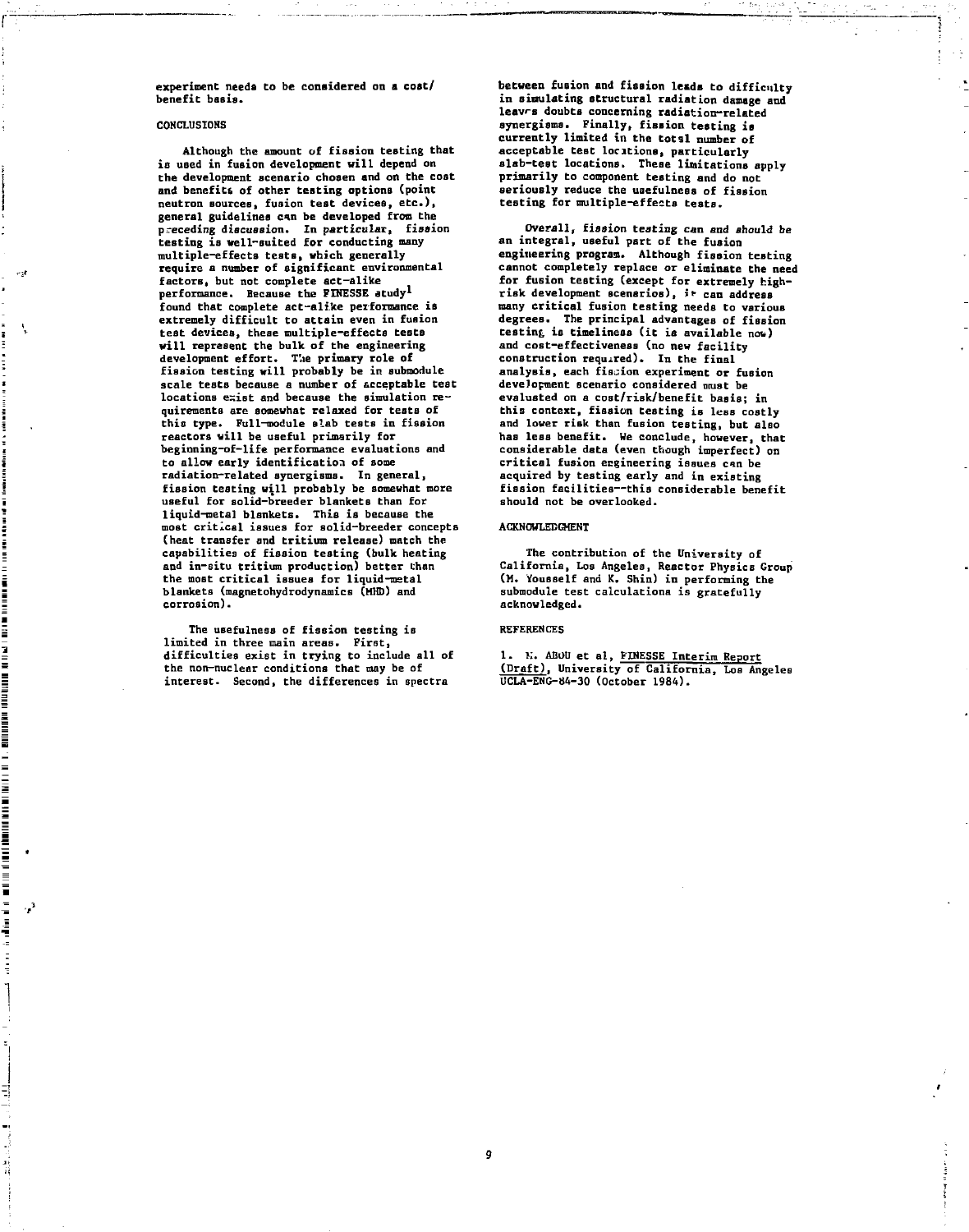experiment needs to be considered on a cost/benefit basis.

## CONCLUSIONS

Although the amount of fission testing that is used in fusion development will depend on the development scenario chosen and on the cost and benefits of other testing options (point neutron sources, fusion test devices, etc.), general guidelines can be developed from the preceding discussion. In particular, fission testing is well-suited for conducting many multiple-effects tests, which generally require a number of significant environmental factors, but not complete act-alike performance. Because the FINESSE study[1] found that complete act-alike performance is extremely difficult to attain even in fusion test devices, these multiple-effects tests will represent the bulk of the engineering development effort. The primary role of fission testing will probably be in submodule scale tests because a number of acceptable test locations exist and because the simulation requirements are somewhat relaxed for tests of this type. Full-module slab tests in fission reactors will be useful primarily for beginning-of-life performance evaluations and to allow early identification of some radiation-related synergisms. In general, fission testing will probably be somewhat more useful for solid-breeder blankets than for liquid-metal blankets. This is because the most critical issues for solid-breeder concepts (heat transfer and tritium release) match the capabilities of fission testing (bulk heating and in-situ tritium production) better than the most critical issues for liquid-metal blankets (magnetohydrodynamics (MHD) and corrosion).

The usefulness of fission testing is limited in three main areas. First, difficulties exist in trying to include all of the non-nuclear conditions that may be of interest. Second, the differences in spectra between fusion and fission leads to difficulty in simulating structural radiation damage and leaves doubts concerning radiation-related synergisms. Finally, fission testing is currently limited in the total number of acceptable test locations, particularly slab-test locations. These limitations apply primarily to component testing and do not seriously reduce the usefulness of fission testing for multiple-effects tests.

*Overall, fission testing can and should be an integral, useful part of the fusion engineering program.* Although fission testing cannot completely replace or eliminate the need for fusion testing (except for extremely high-risk development scenarios), it can address many critical fusion testing needs to various degrees. The principal advantages of fission testing is timeliness (it is available now) and cost-effectiveness (no new facility construction required). In the final analysis, each fission experiment or fusion development scenario considered must be evaluated on a cost/risk/benefit basis; in this context, fission testing is less costly and lower risk than fusion testing, but also has less benefit. We conclude, however, that considerable data (even though imperfect) on critical fusion engineering issues can be acquired by testing early and in existing fission facilities--this considerable benefit should not be overlooked.

## ACKNOWLEDGMENT

The contribution of the University of California, Los Angeles, Reactor Physics Group (M. Youssef and K. Shin) in performing the submodule test calculations is gratefully acknowledged.

## REFERENCES

1. M. ABOU et al, FINESSE Interim Report (Draft), University of California, Los Angeles UCLA-ENG-84-30 (October 1984).